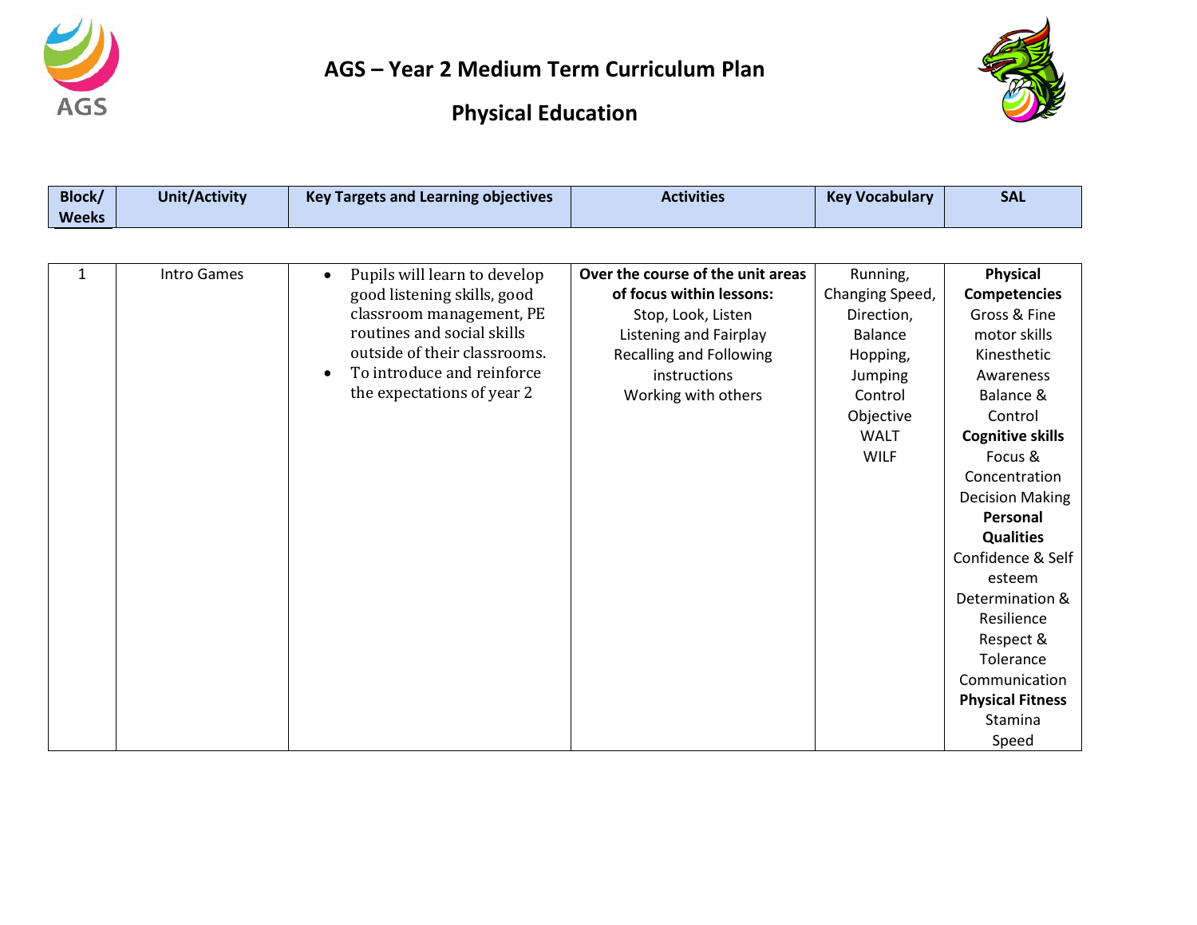# AGS – Year 2 Medium Term Curriculum Plan

## Physical Education

| Block/ Weeks | Unit/Activity | Key Targets and Learning objectives | Activities | Key Vocabulary | SAL |
|---|---|---|---|---|---|
| 1 | Intro Games | • Pupils will learn to develop good listening skills, good classroom management, PE routines and social skills outside of their classrooms.<br>• To introduce and reinforce the expectations of year 2 | **Over the course of the unit areas of focus within lessons:**<br>Stop, Look, Listen<br>Listening and Fairplay<br>Recalling and Following instructions<br>Working with others | Running, Changing Speed, Direction, Balance Hopping, Jumping Control Objective WALT WILF | **Physical Competencies**<br>Gross & Fine motor skills<br>Kinesthetic Awareness<br>Balance & Control<br>**Cognitive skills**<br>Focus & Concentration<br>Decision Making<br>**Personal Qualities**<br>Confidence & Self esteem<br>Determination & Resilience<br>Respect & Tolerance<br>Communication<br>**Physical Fitness**<br>Stamina<br>Speed |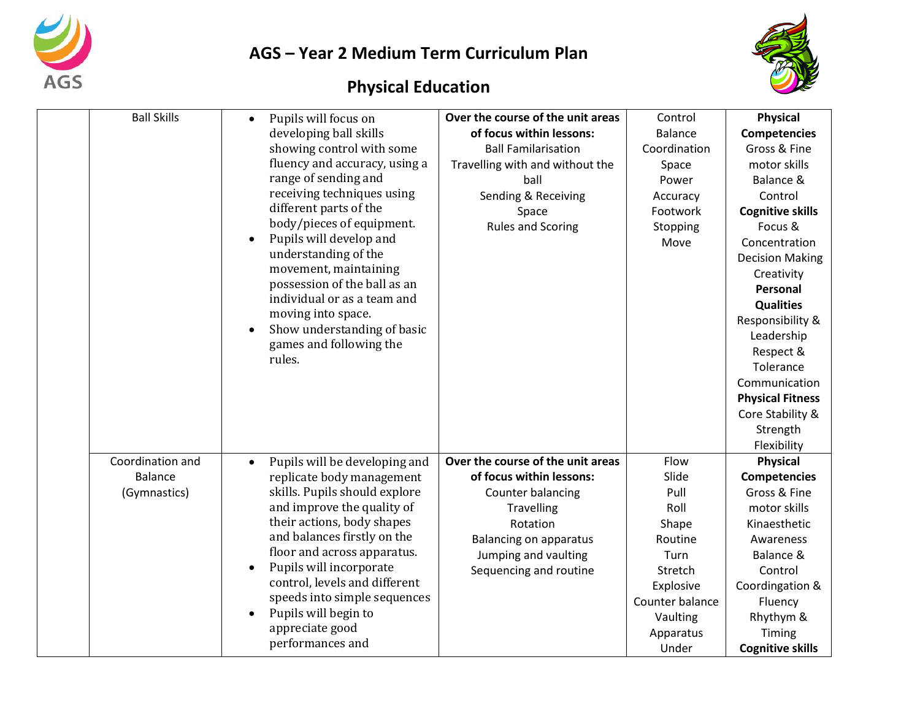# AGS – Year 2 Medium Term Curriculum Plan

## Physical Education

| | | | | | |
|---|---|---|---|---|---|
| | Ball Skills | • Pupils will focus on developing ball skills showing control with some fluency and accuracy, using a range of sending and receiving techniques using different parts of the body/pieces of equipment.<br>• Pupils will develop and understanding of the movement, maintaining possession of the ball as an individual or as a team and moving into space.<br>• Show understanding of basic games and following the rules. | **Over the course of the unit areas of focus within lessons:**<br>Ball Familarisation<br>Travelling with and without the ball<br>Sending & Receiving<br>Space<br>Rules and Scoring | Control<br>Balance<br>Coordination<br>Space<br>Power<br>Accuracy<br>Footwork<br>Stopping<br>Move | **Physical Competencies**<br>Gross & Fine motor skills<br>Balance & Control<br>**Cognitive skills**<br>Focus & Concentration<br>Decision Making<br>Creativity<br>**Personal Qualities**<br>Responsibility & Leadership<br>Respect & Tolerance<br>Communication<br>**Physical Fitness**<br>Core Stability & Strength<br>Flexibility |
| | Coordination and Balance (Gymnastics) | • Pupils will be developing and replicate body management skills. Pupils should explore and improve the quality of their actions, body shapes and balances firstly on the floor and across apparatus.<br>• Pupils will incorporate control, levels and different speeds into simple sequences<br>• Pupils will begin to appreciate good performances and | **Over the course of the unit areas of focus within lessons:**<br>Counter balancing<br>Travelling<br>Rotation<br>Balancing on apparatus<br>Jumping and vaulting<br>Sequencing and routine | Flow<br>Slide<br>Pull<br>Roll<br>Shape<br>Routine<br>Turn<br>Stretch<br>Explosive<br>Counter balance<br>Vaulting<br>Apparatus<br>Under | **Physical Competencies**<br>Gross & Fine motor skills<br>Kinaesthetic Awareness<br>Balance & Control<br>Coordingation & Fluency<br>Rhythym & Timing<br>**Cognitive skills** |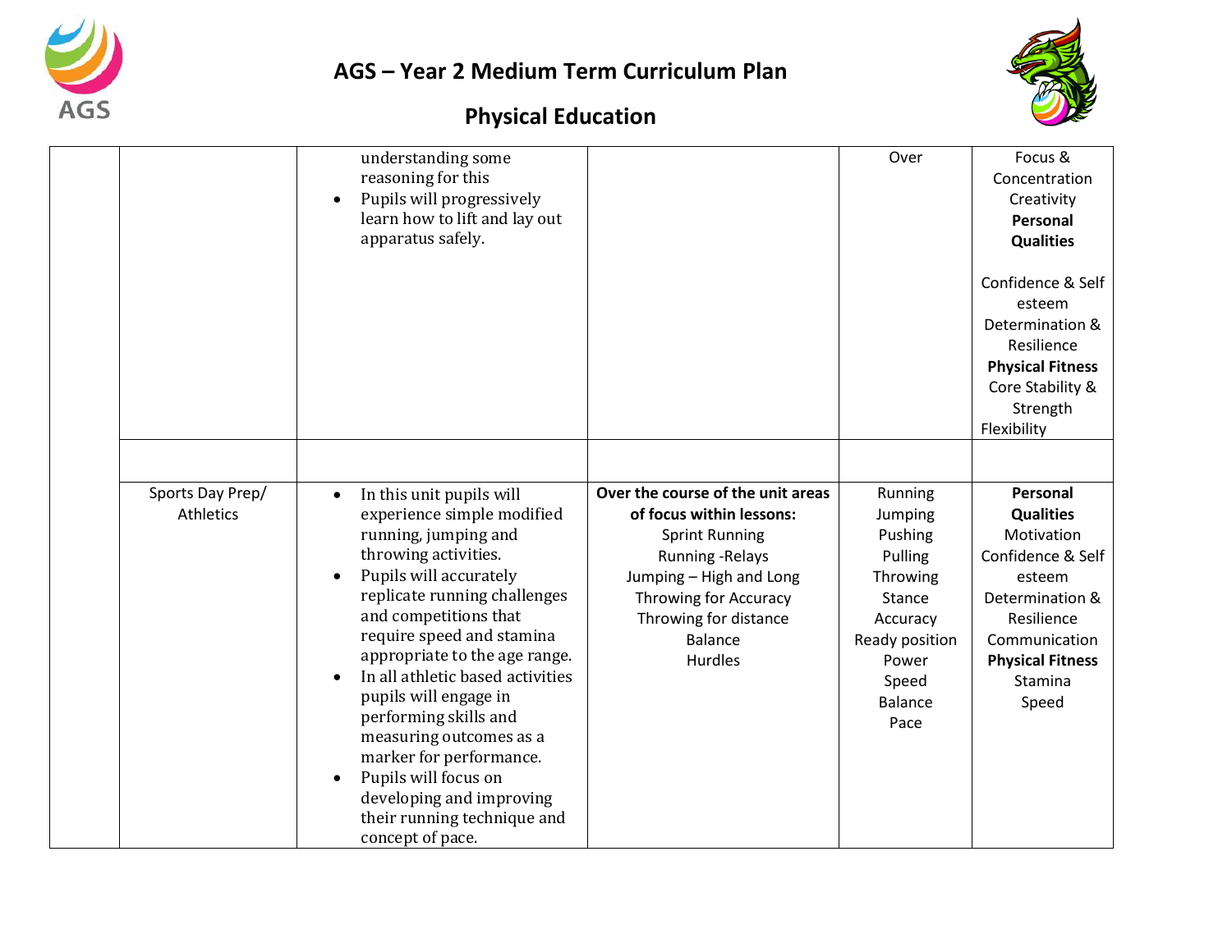# AGS – Year 2 Medium Term Curriculum Plan

## Physical Education

| | | | | | |
|---|---|---|---|---|---|
| | | understanding some reasoning for this<br>• Pupils will progressively learn how to lift and lay out apparatus safely. | | Over | Focus & Concentration<br>Creativity<br>**Personal Qualities**<br><br>Confidence & Self esteem<br>Determination & Resilience<br>**Physical Fitness**<br>Core Stability & Strength<br>Flexibility |
| | | | | | |
| | Sports Day Prep/ Athletics | • In this unit pupils will experience simple modified running, jumping and throwing activities.<br>• Pupils will accurately replicate running challenges and competitions that require speed and stamina appropriate to the age range.<br>• In all athletic based activities pupils will engage in performing skills and measuring outcomes as a marker for performance.<br>• Pupils will focus on developing and improving their running technique and concept of pace. | **Over the course of the unit areas of focus within lessons:**<br>Sprint Running<br>Running -Relays<br>Jumping – High and Long<br>Throwing for Accuracy<br>Throwing for distance<br>Balance<br>Hurdles | Running<br>Jumping<br>Pushing<br>Pulling<br>Throwing<br>Stance<br>Accuracy<br>Ready position<br>Power<br>Speed<br>Balance<br>Pace | **Personal Qualities**<br>Motivation<br>Confidence & Self esteem<br>Determination & Resilience<br>Communication<br>**Physical Fitness**<br>Stamina<br>Speed |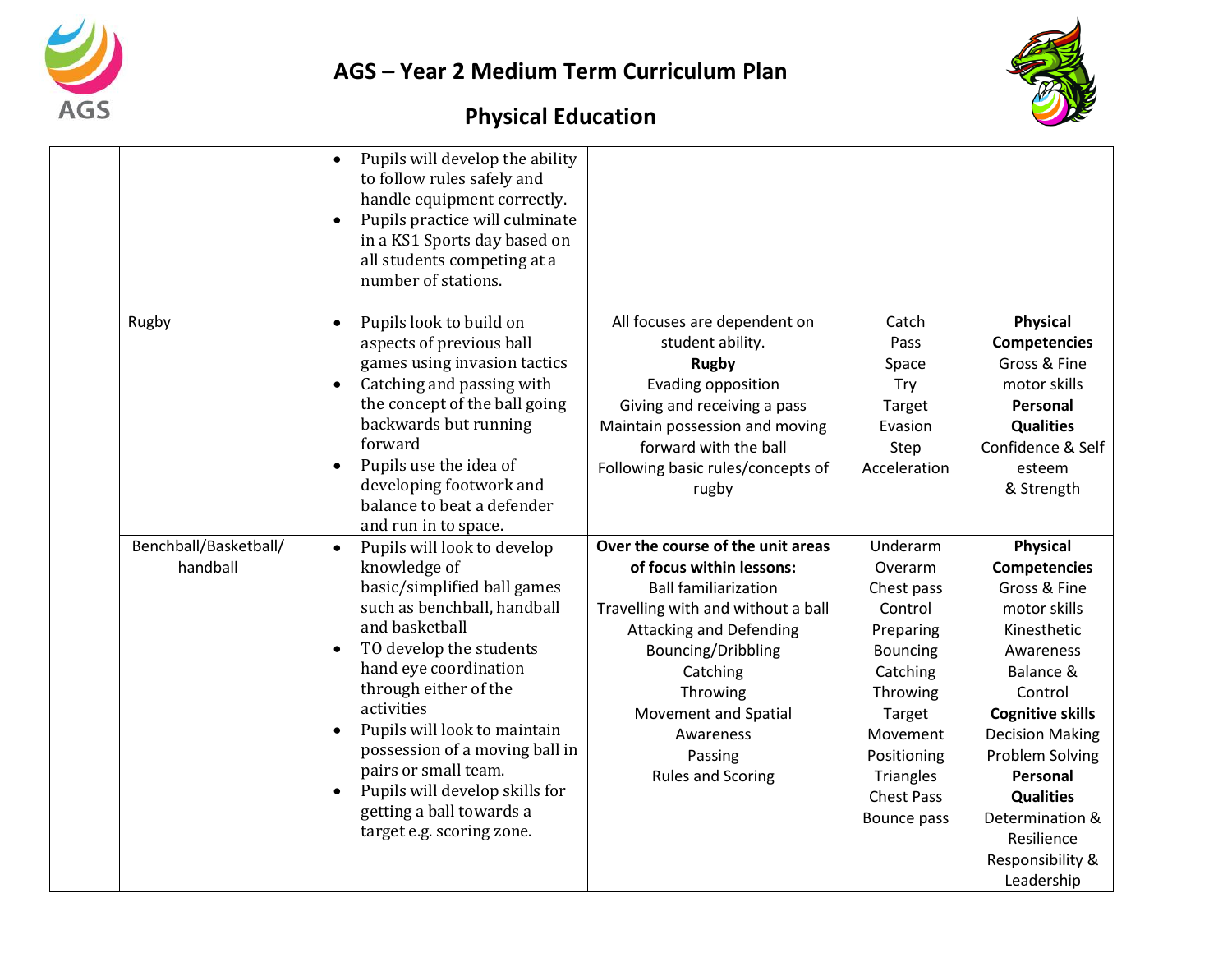# AGS – Year 2 Medium Term Curriculum Plan

## Physical Education

| | | | | | |
|---|---|---|---|---|---|
| | | • Pupils will develop the ability to follow rules safely and handle equipment correctly.<br>• Pupils practice will culminate in a KS1 Sports day based on all students competing at a number of stations. | | | |
| | Rugby | • Pupils look to build on aspects of previous ball games using invasion tactics<br>• Catching and passing with the concept of the ball going backwards but running forward<br>• Pupils use the idea of developing footwork and balance to beat a defender and run in to space. | All focuses are dependent on student ability.<br>**Rugby**<br>Evading opposition<br>Giving and receiving a pass<br>Maintain possession and moving forward with the ball<br>Following basic rules/concepts of rugby | Catch<br>Pass<br>Space<br>Try<br>Target<br>Evasion<br>Step<br>Acceleration | **Physical Competencies**<br>Gross & Fine motor skills<br>**Personal Qualities**<br>Confidence & Self esteem<br>& Strength |
| | Benchball/Basketball/ handball | • Pupils will look to develop knowledge of basic/simplified ball games such as benchball, handball and basketball<br>• TO develop the students hand eye coordination through either of the activities<br>• Pupils will look to maintain possession of a moving ball in pairs or small team.<br>• Pupils will develop skills for getting a ball towards a target e.g. scoring zone. | **Over the course of the unit areas of focus within lessons:**<br>Ball familiarization<br>Travelling with and without a ball<br>Attacking and Defending<br>Bouncing/Dribbling<br>Catching<br>Throwing<br>Movement and Spatial Awareness<br>Passing<br>Rules and Scoring | Underarm<br>Overarm<br>Chest pass<br>Control<br>Preparing<br>Bouncing<br>Catching<br>Throwing<br>Target<br>Movement<br>Positioning<br>Triangles<br>Chest Pass<br>Bounce pass | **Physical Competencies**<br>Gross & Fine motor skills<br>Kinesthetic Awareness<br>Balance & Control<br>**Cognitive skills**<br>Decision Making<br>Problem Solving<br>**Personal Qualities**<br>Determination & Resilience<br>Responsibility & Leadership |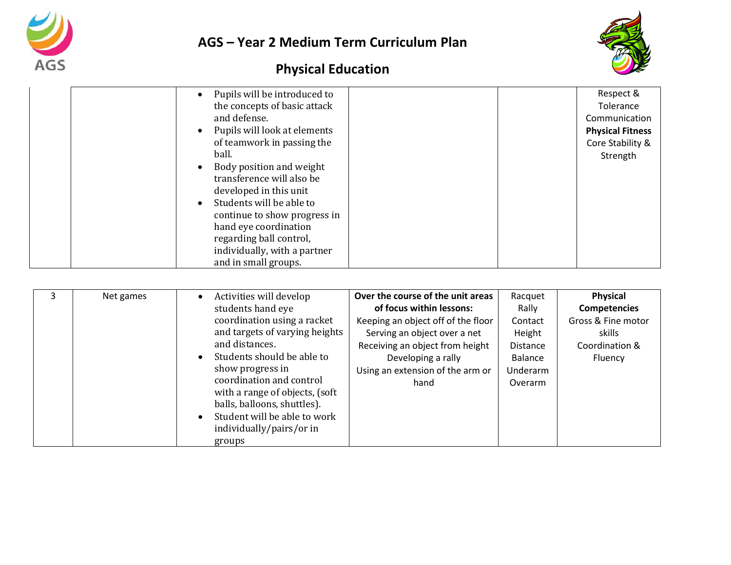# AGS – Year 2 Medium Term Curriculum Plan

## Physical Education

| | | | | | |
|---|---|---|---|---|---|
| | | • Pupils will be introduced to the concepts of basic attack and defense.<br>• Pupils will look at elements of teamwork in passing the ball.<br>• Body position and weight transference will also be developed in this unit<br>• Students will be able to continue to show progress in hand eye coordination regarding ball control, individually, with a partner and in small groups. | | | Respect & Tolerance<br>Communication<br>**Physical Fitness**<br>Core Stability & Strength |

| | | | | | |
|---|---|---|---|---|---|
| 3 | Net games | • Activities will develop students hand eye coordination using a racket and targets of varying heights and distances.<br>• Students should be able to show progress in coordination and control with a range of objects, (soft balls, balloons, shuttles).<br>• Student will be able to work individually/pairs/or in groups | **Over the course of the unit areas of focus within lessons:**<br>Keeping an object off of the floor<br>Serving an object over a net<br>Receiving an object from height<br>Developing a rally<br>Using an extension of the arm or hand | Racquet<br>Rally<br>Contact<br>Height<br>Distance<br>Balance<br>Underarm<br>Overarm | **Physical Competencies**<br>Gross & Fine motor skills<br>Coordination & Fluency |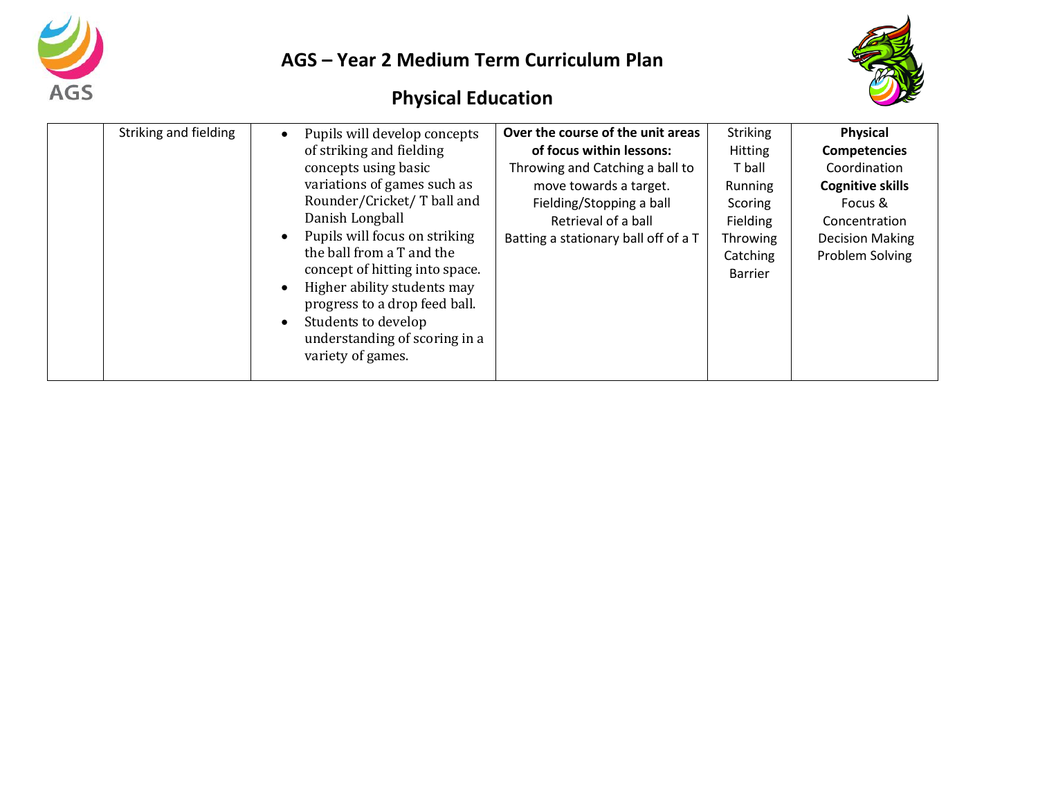# AGS – Year 2 Medium Term Curriculum Plan

## Physical Education

| | | | | | |
|---|---|---|---|---|---|
| | Striking and fielding | • Pupils will develop concepts of striking and fielding concepts using basic variations of games such as Rounder/Cricket/ T ball and Danish Longball<br>• Pupils will focus on striking the ball from a T and the concept of hitting into space.<br>• Higher ability students may progress to a drop feed ball.<br>• Students to develop understanding of scoring in a variety of games. | **Over the course of the unit areas of focus within lessons:**<br>Throwing and Catching a ball to move towards a target.<br>Fielding/Stopping a ball<br>Retrieval of a ball<br>Batting a stationary ball off of a T | Striking<br>Hitting<br>T ball<br>Running<br>Scoring<br>Fielding<br>Throwing<br>Catching<br>Barrier | **Physical Competencies**<br>Coordination<br>**Cognitive skills**<br>Focus & Concentration<br>Decision Making<br>Problem Solving |